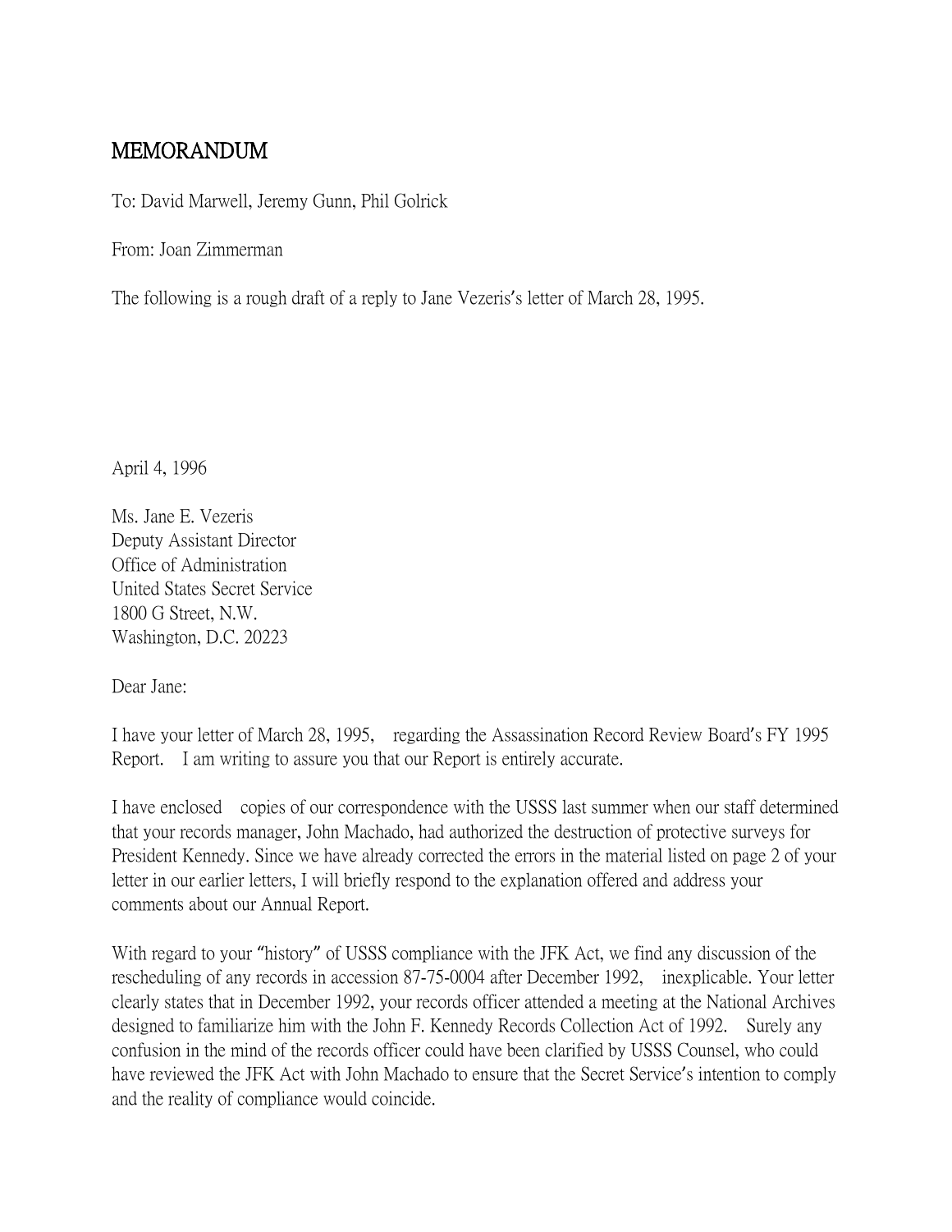# MEMORANDUM

To: David Marwell, Jeremy Gunn, Phil Golrick

From: Joan Zimmerman

The following is a rough draft of a reply to Jane Vezeris's letter of March 28, 1995.

April 4, 1996

Ms. Jane E. Vezeris
Deputy Assistant Director
Office of Administration
United States Secret Service
1800 G Street, N.W.
Washington, D.C. 20223

Dear Jane:

I have your letter of March 28, 1995, regarding the Assassination Record Review Board's FY 1995 Report. I am writing to assure you that our Report is entirely accurate.

I have enclosed copies of our correspondence with the USSS last summer when our staff determined that your records manager, John Machado, had authorized the destruction of protective surveys for President Kennedy. Since we have already corrected the errors in the material listed on page 2 of your letter in our earlier letters, I will briefly respond to the explanation offered and address your comments about our Annual Report.

With regard to your "history" of USSS compliance with the JFK Act, we find any discussion of the rescheduling of any records in accession 87-75-0004 after December 1992, inexplicable. Your letter clearly states that in December 1992, your records officer attended a meeting at the National Archives designed to familiarize him with the John F. Kennedy Records Collection Act of 1992. Surely any confusion in the mind of the records officer could have been clarified by USSS Counsel, who could have reviewed the JFK Act with John Machado to ensure that the Secret Service's intention to comply and the reality of compliance would coincide.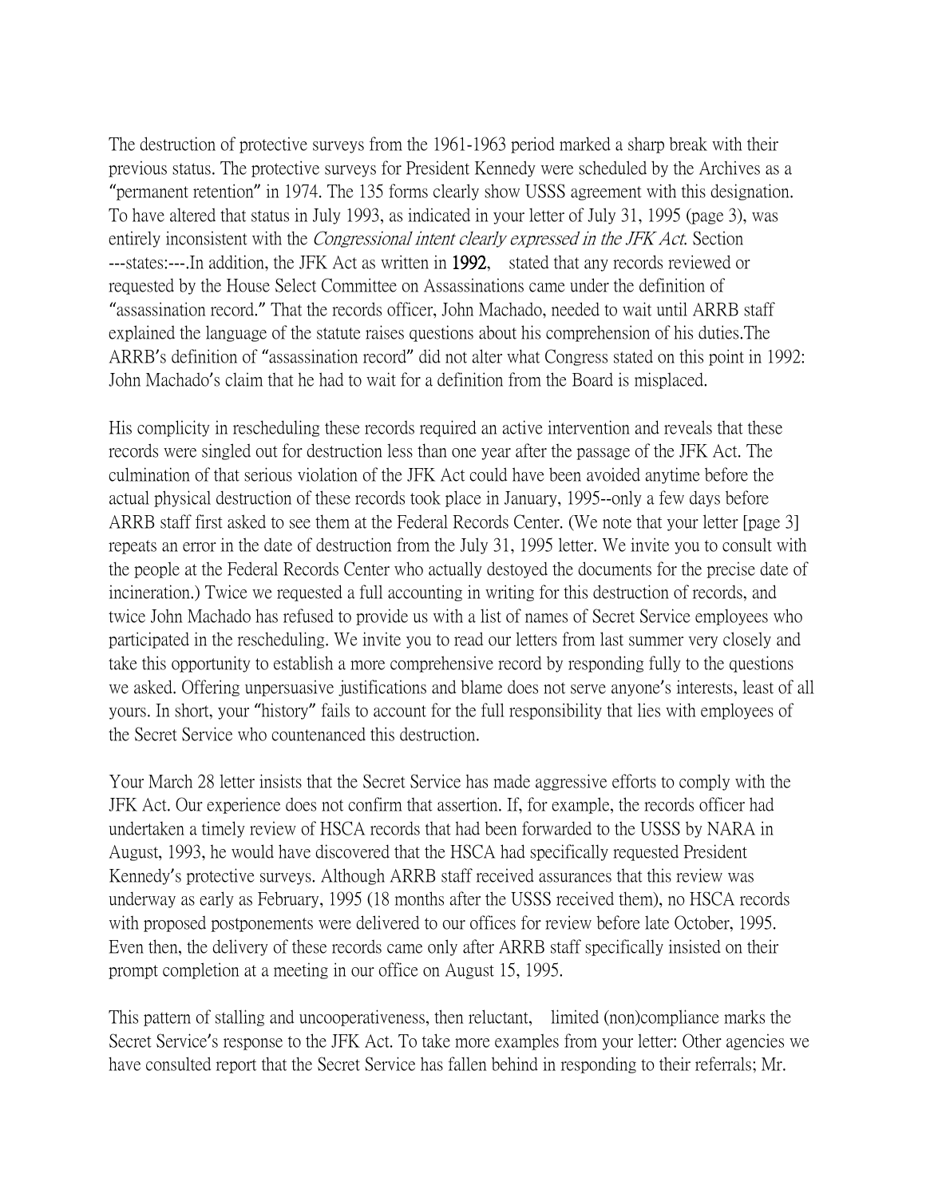The destruction of protective surveys from the 1961-1963 period marked a sharp break with their previous status. The protective surveys for President Kennedy were scheduled by the Archives as a "permanent retention" in 1974. The 135 forms clearly show USSS agreement with this designation. To have altered that status in July 1993, as indicated in your letter of July 31, 1995 (page 3), was entirely inconsistent with the *Congressional intent clearly expressed in the JFK Act*. Section ---states:---.In addition, the JFK Act as written in **1992**, stated that any records reviewed or requested by the House Select Committee on Assassinations came under the definition of "assassination record." That the records officer, John Machado, needed to wait until ARRB staff explained the language of the statute raises questions about his comprehension of his duties.The ARRB's definition of "assassination record" did not alter what Congress stated on this point in 1992: John Machado's claim that he had to wait for a definition from the Board is misplaced.

His complicity in rescheduling these records required an active intervention and reveals that these records were singled out for destruction less than one year after the passage of the JFK Act. The culmination of that serious violation of the JFK Act could have been avoided anytime before the actual physical destruction of these records took place in January, 1995--only a few days before ARRB staff first asked to see them at the Federal Records Center. (We note that your letter [page 3] repeats an error in the date of destruction from the July 31, 1995 letter. We invite you to consult with the people at the Federal Records Center who actually destoyed the documents for the precise date of incineration.) Twice we requested a full accounting in writing for this destruction of records, and twice John Machado has refused to provide us with a list of names of Secret Service employees who participated in the rescheduling. We invite you to read our letters from last summer very closely and take this opportunity to establish a more comprehensive record by responding fully to the questions we asked. Offering unpersuasive justifications and blame does not serve anyone's interests, least of all yours. In short, your "history" fails to account for the full responsibility that lies with employees of the Secret Service who countenanced this destruction.

Your March 28 letter insists that the Secret Service has made aggressive efforts to comply with the JFK Act. Our experience does not confirm that assertion. If, for example, the records officer had undertaken a timely review of HSCA records that had been forwarded to the USSS by NARA in August, 1993, he would have discovered that the HSCA had specifically requested President Kennedy's protective surveys. Although ARRB staff received assurances that this review was underway as early as February, 1995 (18 months after the USSS received them), no HSCA records with proposed postponements were delivered to our offices for review before late October, 1995. Even then, the delivery of these records came only after ARRB staff specifically insisted on their prompt completion at a meeting in our office on August 15, 1995.

This pattern of stalling and uncooperativeness, then reluctant, limited (non)compliance marks the Secret Service's response to the JFK Act. To take more examples from your letter: Other agencies we have consulted report that the Secret Service has fallen behind in responding to their referrals; Mr.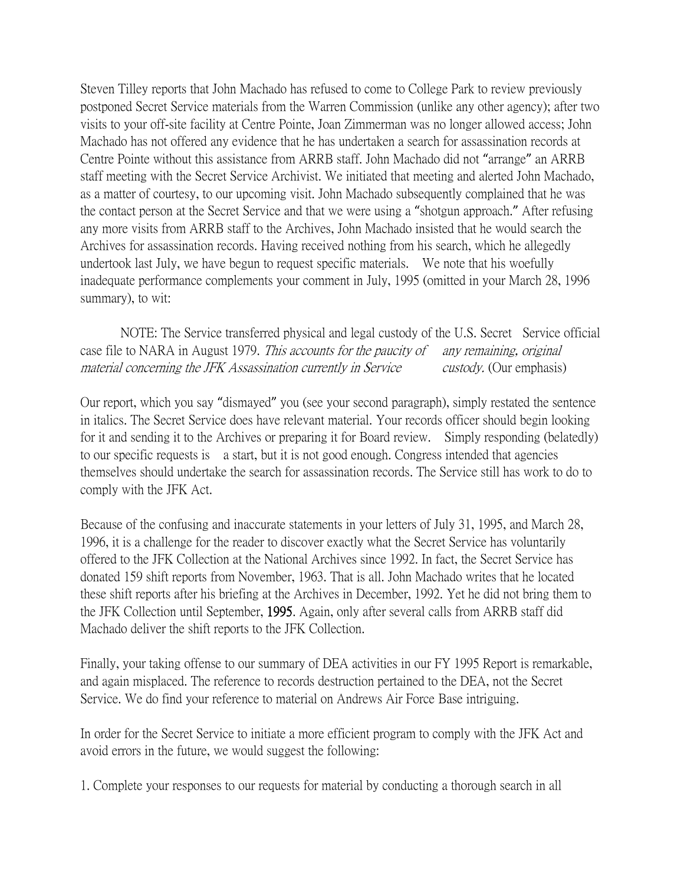Steven Tilley reports that John Machado has refused to come to College Park to review previously postponed Secret Service materials from the Warren Commission (unlike any other agency); after two visits to your off-site facility at Centre Pointe, Joan Zimmerman was no longer allowed access; John Machado has not offered any evidence that he has undertaken a search for assassination records at Centre Pointe without this assistance from ARRB staff. John Machado did not "arrange" an ARRB staff meeting with the Secret Service Archivist. We initiated that meeting and alerted John Machado, as a matter of courtesy, to our upcoming visit. John Machado subsequently complained that he was the contact person at the Secret Service and that we were using a "shotgun approach." After refusing any more visits from ARRB staff to the Archives, John Machado insisted that he would search the Archives for assassination records. Having received nothing from his search, which he allegedly undertook last July, we have begun to request specific materials. We note that his woefully inadequate performance complements your comment in July, 1995 (omitted in your March 28, 1996 summary), to wit:

> NOTE: The Service transferred physical and legal custody of the U.S. Secret Service official case file to NARA in August 1979. *This accounts for the paucity of any remaining, original material concerning the JFK Assassination currently in Service custody.* (Our emphasis)

Our report, which you say "dismayed" you (see your second paragraph), simply restated the sentence in italics. The Secret Service does have relevant material. Your records officer should begin looking for it and sending it to the Archives or preparing it for Board review. Simply responding (belatedly) to our specific requests is a start, but it is not good enough. Congress intended that agencies themselves should undertake the search for assassination records. The Service still has work to do to comply with the JFK Act.

Because of the confusing and inaccurate statements in your letters of July 31, 1995, and March 28, 1996, it is a challenge for the reader to discover exactly what the Secret Service has voluntarily offered to the JFK Collection at the National Archives since 1992. In fact, the Secret Service has donated 159 shift reports from November, 1963. That is all. John Machado writes that he located these shift reports after his briefing at the Archives in December, 1992. Yet he did not bring them to the JFK Collection until September, 1995. Again, only after several calls from ARRB staff did Machado deliver the shift reports to the JFK Collection.

Finally, your taking offense to our summary of DEA activities in our FY 1995 Report is remarkable, and again misplaced. The reference to records destruction pertained to the DEA, not the Secret Service. We do find your reference to material on Andrews Air Force Base intriguing.

In order for the Secret Service to initiate a more efficient program to comply with the JFK Act and avoid errors in the future, we would suggest the following:

1. Complete your responses to our requests for material by conducting a thorough search in all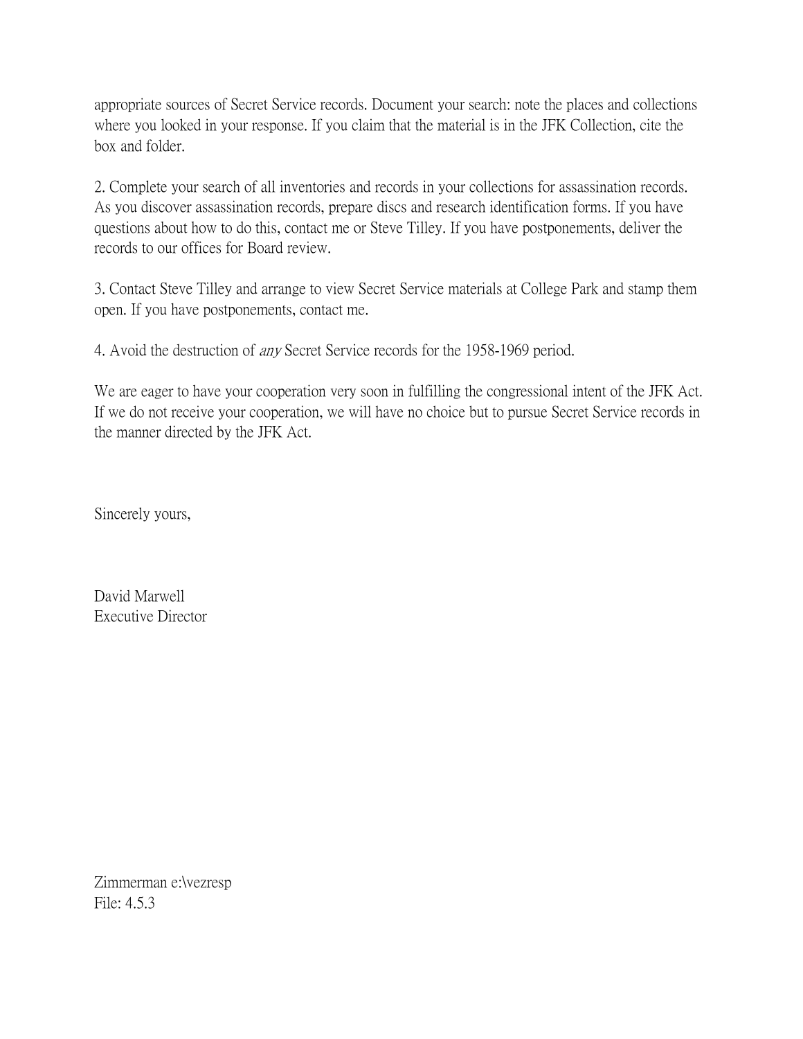appropriate sources of Secret Service records. Document your search: note the places and collections where you looked in your response. If you claim that the material is in the JFK Collection, cite the box and folder.

2. Complete your search of all inventories and records in your collections for assassination records. As you discover assassination records, prepare discs and research identification forms. If you have questions about how to do this, contact me or Steve Tilley. If you have postponements, deliver the records to our offices for Board review.

3. Contact Steve Tilley and arrange to view Secret Service materials at College Park and stamp them open. If you have postponements, contact me.

4. Avoid the destruction of *any* Secret Service records for the 1958-1969 period.

We are eager to have your cooperation very soon in fulfilling the congressional intent of the JFK Act. If we do not receive your cooperation, we will have no choice but to pursue Secret Service records in the manner directed by the JFK Act.

Sincerely yours,

David Marwell
Executive Director

Zimmerman e:\vezresp
File: 4.5.3